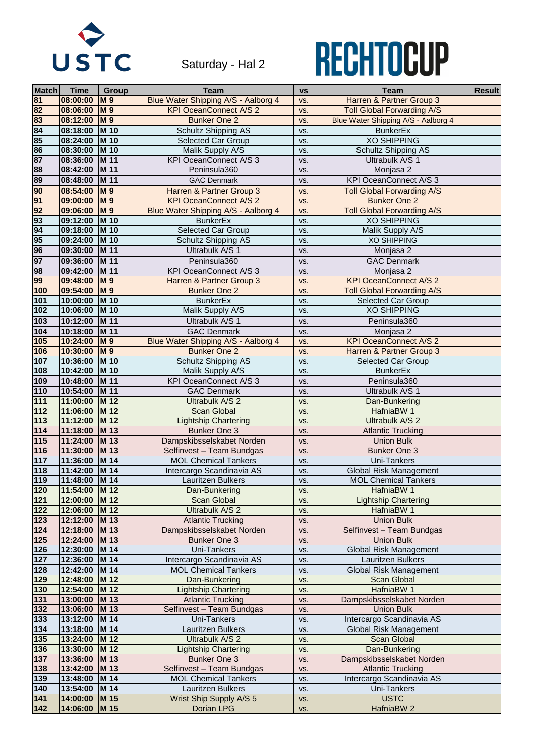USTC

Saturday - Hal 2

RECHTOCUP

| Match | Time | Group | Team | vs | Team | Result |
|---|---|---|---|---|---|---|
| 81 | 08:00:00 | M 9 | Blue Water Shipping A/S - Aalborg 4 | vs. | Harren & Partner Group 3 | |
| 82 | 08:06:00 | M 9 | KPI OceanConnect A/S 2 | vs. | Toll Global Forwarding A/S | |
| 83 | 08:12:00 | M 9 | Bunker One 2 | vs. | Blue Water Shipping A/S - Aalborg 4 | |
| 84 | 08:18:00 | M 10 | Schultz Shipping AS | vs. | BunkerEx | |
| 85 | 08:24:00 | M 10 | Selected Car Group | vs. | XO SHIPPING | |
| 86 | 08:30:00 | M 10 | Malik Supply A/S | vs. | Schultz Shipping AS | |
| 87 | 08:36:00 | M 11 | KPI OceanConnect A/S 3 | vs. | Ultrabulk A/S 1 | |
| 88 | 08:42:00 | M 11 | Peninsula360 | vs. | Monjasa 2 | |
| 89 | 08:48:00 | M 11 | GAC Denmark | vs. | KPI OceanConnect A/S 3 | |
| 90 | 08:54:00 | M 9 | Harren & Partner Group 3 | vs. | Toll Global Forwarding A/S | |
| 91 | 09:00:00 | M 9 | KPI OceanConnect A/S 2 | vs. | Bunker One 2 | |
| 92 | 09:06:00 | M 9 | Blue Water Shipping A/S - Aalborg 4 | vs. | Toll Global Forwarding A/S | |
| 93 | 09:12:00 | M 10 | BunkerEx | vs. | XO SHIPPING | |
| 94 | 09:18:00 | M 10 | Selected Car Group | vs. | Malik Supply A/S | |
| 95 | 09:24:00 | M 10 | Schultz Shipping AS | vs. | XO SHIPPING | |
| 96 | 09:30:00 | M 11 | Ultrabulk A/S 1 | vs. | Monjasa 2 | |
| 97 | 09:36:00 | M 11 | Peninsula360 | vs. | GAC Denmark | |
| 98 | 09:42:00 | M 11 | KPI OceanConnect A/S 3 | vs. | Monjasa 2 | |
| 99 | 09:48:00 | M 9 | Harren & Partner Group 3 | vs. | KPI OceanConnect A/S 2 | |
| 100 | 09:54:00 | M 9 | Bunker One 2 | vs. | Toll Global Forwarding A/S | |
| 101 | 10:00:00 | M 10 | BunkerEx | vs. | Selected Car Group | |
| 102 | 10:06:00 | M 10 | Malik Supply A/S | vs. | XO SHIPPING | |
| 103 | 10:12:00 | M 11 | Ultrabulk A/S 1 | vs. | Peninsula360 | |
| 104 | 10:18:00 | M 11 | GAC Denmark | vs. | Monjasa 2 | |
| 105 | 10:24:00 | M 9 | Blue Water Shipping A/S - Aalborg 4 | vs. | KPI OceanConnect A/S 2 | |
| 106 | 10:30:00 | M 9 | Bunker One 2 | vs. | Harren & Partner Group 3 | |
| 107 | 10:36:00 | M 10 | Schultz Shipping AS | vs. | Selected Car Group | |
| 108 | 10:42:00 | M 10 | Malik Supply A/S | vs. | BunkerEx | |
| 109 | 10:48:00 | M 11 | KPI OceanConnect A/S 3 | vs. | Peninsula360 | |
| 110 | 10:54:00 | M 11 | GAC Denmark | vs. | Ultrabulk A/S 1 | |
| 111 | 11:00:00 | M 12 | Ultrabulk A/S 2 | vs. | Dan-Bunkering | |
| 112 | 11:06:00 | M 12 | Scan Global | vs. | HafniaBW 1 | |
| 113 | 11:12:00 | M 12 | Lightship Chartering | vs. | Ultrabulk A/S 2 | |
| 114 | 11:18:00 | M 13 | Bunker One 3 | vs. | Atlantic Trucking | |
| 115 | 11:24:00 | M 13 | Dampskibsselskabet Norden | vs. | Union Bulk | |
| 116 | 11:30:00 | M 13 | Selfinvest – Team Bundgas | vs. | Bunker One 3 | |
| 117 | 11:36:00 | M 14 | MOL Chemical Tankers | vs. | Uni-Tankers | |
| 118 | 11:42:00 | M 14 | Intercargo Scandinavia AS | vs. | Global Risk Management | |
| 119 | 11:48:00 | M 14 | Lauritzen Bulkers | vs. | MOL Chemical Tankers | |
| 120 | 11:54:00 | M 12 | Dan-Bunkering | vs. | HafniaBW 1 | |
| 121 | 12:00:00 | M 12 | Scan Global | vs. | Lightship Chartering | |
| 122 | 12:06:00 | M 12 | Ultrabulk A/S 2 | vs. | HafniaBW 1 | |
| 123 | 12:12:00 | M 13 | Atlantic Trucking | vs. | Union Bulk | |
| 124 | 12:18:00 | M 13 | Dampskibsselskabet Norden | vs. | Selfinvest – Team Bundgas | |
| 125 | 12:24:00 | M 13 | Bunker One 3 | vs. | Union Bulk | |
| 126 | 12:30:00 | M 14 | Uni-Tankers | vs. | Global Risk Management | |
| 127 | 12:36:00 | M 14 | Intercargo Scandinavia AS | vs. | Lauritzen Bulkers | |
| 128 | 12:42:00 | M 14 | MOL Chemical Tankers | vs. | Global Risk Management | |
| 129 | 12:48:00 | M 12 | Dan-Bunkering | vs. | Scan Global | |
| 130 | 12:54:00 | M 12 | Lightship Chartering | vs. | HafniaBW 1 | |
| 131 | 13:00:00 | M 13 | Atlantic Trucking | vs. | Dampskibsselskabet Norden | |
| 132 | 13:06:00 | M 13 | Selfinvest – Team Bundgas | vs. | Union Bulk | |
| 133 | 13:12:00 | M 14 | Uni-Tankers | vs. | Intercargo Scandinavia AS | |
| 134 | 13:18:00 | M 14 | Lauritzen Bulkers | vs. | Global Risk Management | |
| 135 | 13:24:00 | M 12 | Ultrabulk A/S 2 | vs. | Scan Global | |
| 136 | 13:30:00 | M 12 | Lightship Chartering | vs. | Dan-Bunkering | |
| 137 | 13:36:00 | M 13 | Bunker One 3 | vs. | Dampskibsselskabet Norden | |
| 138 | 13:42:00 | M 13 | Selfinvest – Team Bundgas | vs. | Atlantic Trucking | |
| 139 | 13:48:00 | M 14 | MOL Chemical Tankers | vs. | Intercargo Scandinavia AS | |
| 140 | 13:54:00 | M 14 | Lauritzen Bulkers | vs. | Uni-Tankers | |
| 141 | 14:00:00 | M 15 | Wrist Ship Supply A/S 5 | vs. | USTC | |
| 142 | 14:06:00 | M 15 | Dorian LPG | vs. | HafniaBW 2 | |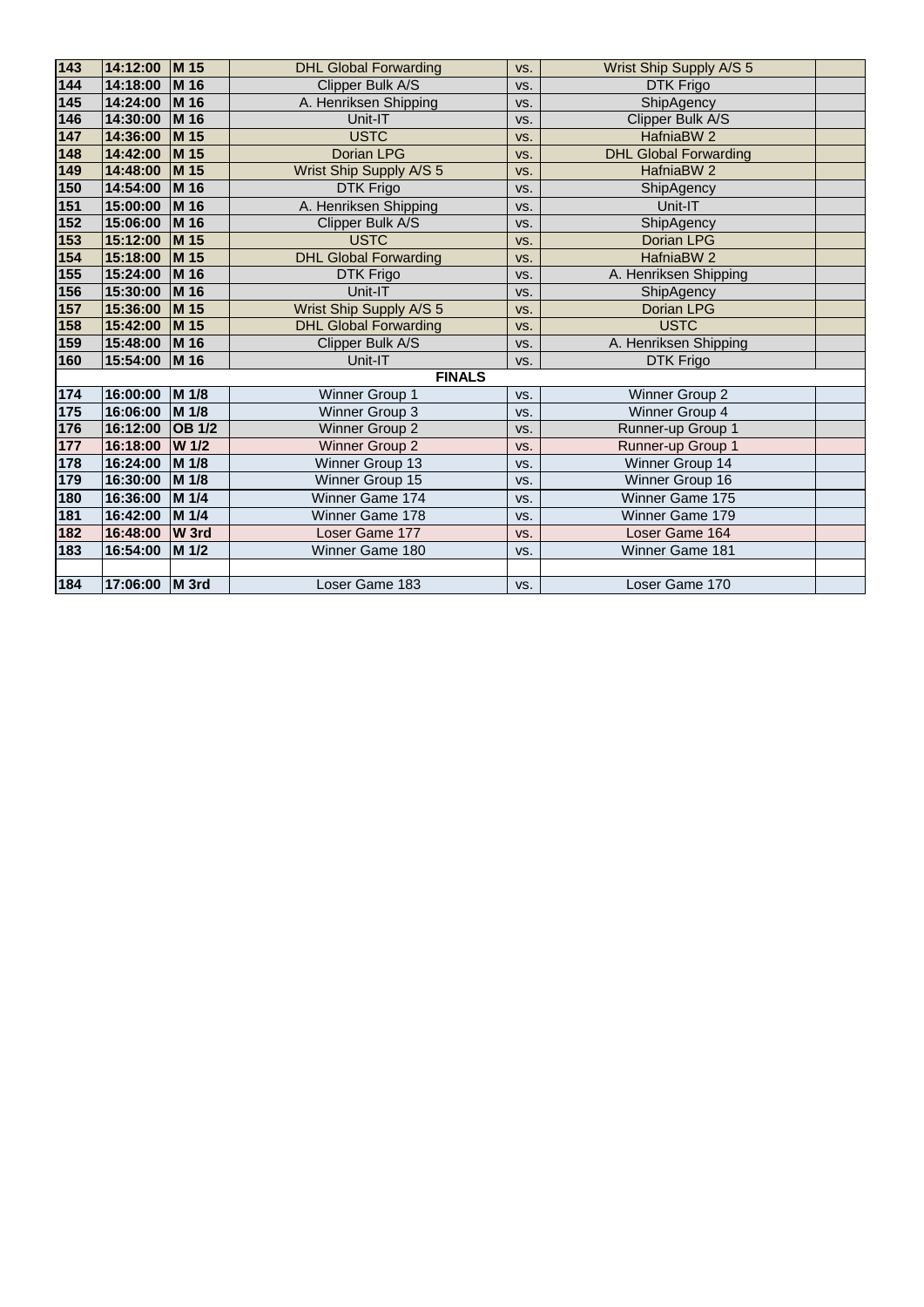| | | | | | | |
|---|---|---|---|---|---|---|
| 143 | 14:12:00 | M 15 | DHL Global Forwarding | vs. | Wrist Ship Supply A/S 5 | |
| 144 | 14:18:00 | M 16 | Clipper Bulk A/S | vs. | DTK Frigo | |
| 145 | 14:24:00 | M 16 | A. Henriksen Shipping | vs. | ShipAgency | |
| 146 | 14:30:00 | M 16 | Unit-IT | vs. | Clipper Bulk A/S | |
| 147 | 14:36:00 | M 15 | USTC | vs. | HafniaBW 2 | |
| 148 | 14:42:00 | M 15 | Dorian LPG | vs. | DHL Global Forwarding | |
| 149 | 14:48:00 | M 15 | Wrist Ship Supply A/S 5 | vs. | HafniaBW 2 | |
| 150 | 14:54:00 | M 16 | DTK Frigo | vs. | ShipAgency | |
| 151 | 15:00:00 | M 16 | A. Henriksen Shipping | vs. | Unit-IT | |
| 152 | 15:06:00 | M 16 | Clipper Bulk A/S | vs. | ShipAgency | |
| 153 | 15:12:00 | M 15 | USTC | vs. | Dorian LPG | |
| 154 | 15:18:00 | M 15 | DHL Global Forwarding | vs. | HafniaBW 2 | |
| 155 | 15:24:00 | M 16 | DTK Frigo | vs. | A. Henriksen Shipping | |
| 156 | 15:30:00 | M 16 | Unit-IT | vs. | ShipAgency | |
| 157 | 15:36:00 | M 15 | Wrist Ship Supply A/S 5 | vs. | Dorian LPG | |
| 158 | 15:42:00 | M 15 | DHL Global Forwarding | vs. | USTC | |
| 159 | 15:48:00 | M 16 | Clipper Bulk A/S | vs. | A. Henriksen Shipping | |
| 160 | 15:54:00 | M 16 | Unit-IT | vs. | DTK Frigo | |
| | | | **FINALS** | | | |
| 174 | 16:00:00 | M 1/8 | Winner Group 1 | vs. | Winner Group 2 | |
| 175 | 16:06:00 | M 1/8 | Winner Group 3 | vs. | Winner Group 4 | |
| 176 | 16:12:00 | OB 1/2 | Winner Group 2 | vs. | Runner-up Group 1 | |
| 177 | 16:18:00 | W 1/2 | Winner Group 2 | vs. | Runner-up Group 1 | |
| 178 | 16:24:00 | M 1/8 | Winner Group 13 | vs. | Winner Group 14 | |
| 179 | 16:30:00 | M 1/8 | Winner Group 15 | vs. | Winner Group 16 | |
| 180 | 16:36:00 | M 1/4 | Winner Game 174 | vs. | Winner Game 175 | |
| 181 | 16:42:00 | M 1/4 | Winner Game 178 | vs. | Winner Game 179 | |
| 182 | 16:48:00 | W 3rd | Loser Game 177 | vs. | Loser Game 164 | |
| 183 | 16:54:00 | M 1/2 | Winner Game 180 | vs. | Winner Game 181 | |
| | | | | | | |
| 184 | 17:06:00 | M 3rd | Loser Game 183 | vs. | Loser Game 170 | |